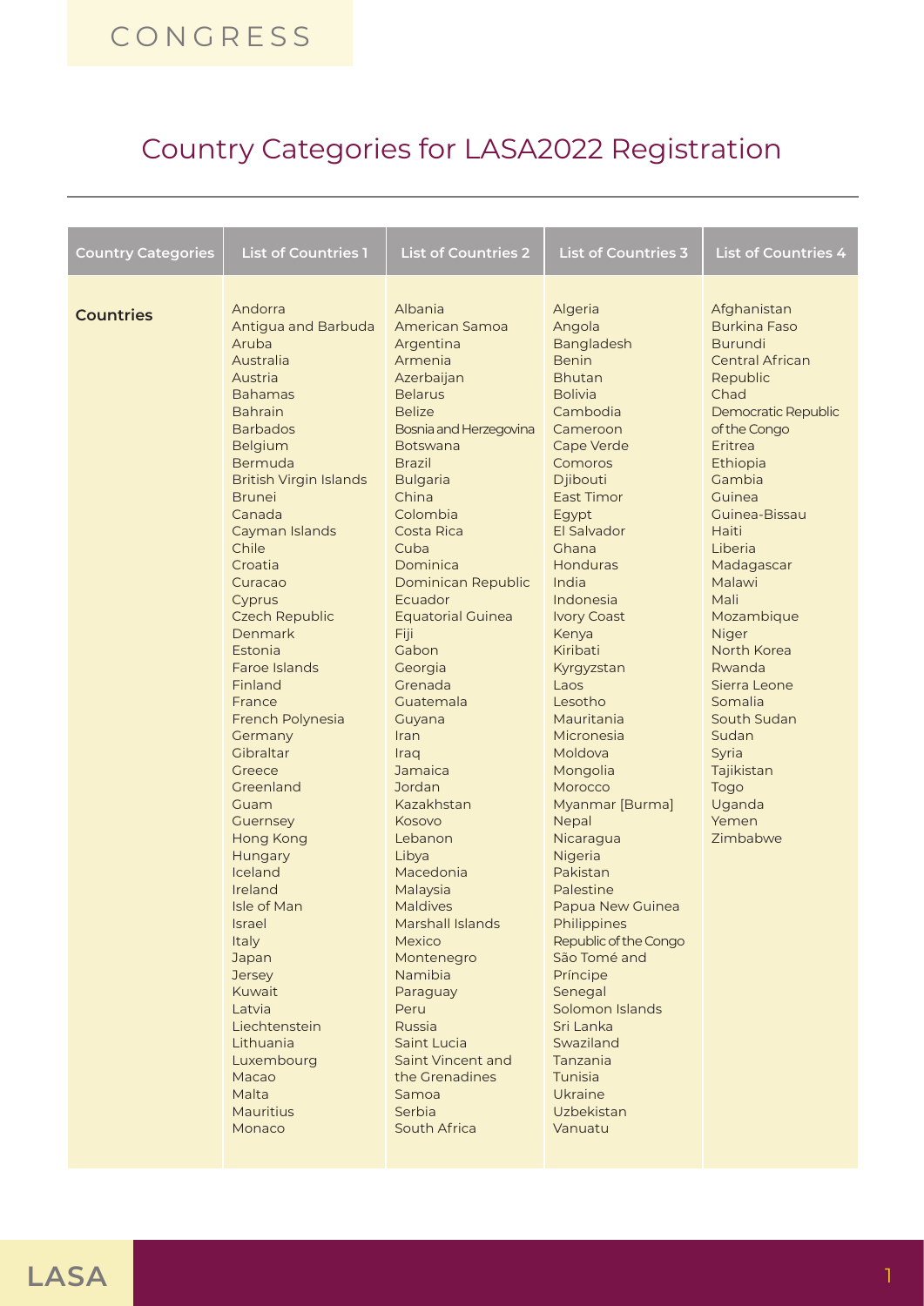# Country Categories for LASA2022 Registration

| Country Categories | List of Countries 1 | List of Countries 2 | List of Countries 3 | List of Countries 4 |
|---|---|---|---|---|
| **Countries** | Andorra | Albania | Algeria | Afghanistan |
| | Antigua and Barbuda | American Samoa | Angola | Burkina Faso |
| | Aruba | Argentina | Bangladesh | Burundi |
| | Australia | Armenia | Benin | Central African Republic |
| | Austria | Azerbaijan | Bhutan | Chad |
| | Bahamas | Belarus | Bolivia | Democratic Republic of the Congo |
| | Bahrain | Belize | Cambodia | Eritrea |
| | Barbados | Bosnia and Herzegovina | Cameroon | Ethiopia |
| | Belgium | Botswana | Cape Verde | Gambia |
| | Bermuda | Brazil | Comoros | Guinea |
| | British Virgin Islands | Bulgaria | Djibouti | Guinea-Bissau |
| | Brunei | China | East Timor | Haiti |
| | Canada | Colombia | Egypt | Liberia |
| | Cayman Islands | Costa Rica | El Salvador | Madagascar |
| | Chile | Cuba | Ghana | Malawi |
| | Croatia | Dominica | Honduras | Mali |
| | Curacao | Dominican Republic | India | Mozambique |
| | Cyprus | Ecuador | Indonesia | Niger |
| | Czech Republic | Equatorial Guinea | Ivory Coast | North Korea |
| | Denmark | Fiji | Kenya | Rwanda |
| | Estonia | Gabon | Kiribati | Sierra Leone |
| | Faroe Islands | Georgia | Kyrgyzstan | Somalia |
| | Finland | Grenada | Laos | South Sudan |
| | France | Guatemala | Lesotho | Sudan |
| | French Polynesia | Guyana | Mauritania | Syria |
| | Germany | Iran | Micronesia | Tajikistan |
| | Gibraltar | Iraq | Moldova | Togo |
| | Greece | Jamaica | Mongolia | Uganda |
| | Greenland | Jordan | Morocco | Yemen |
| | Guam | Kazakhstan | Myanmar [Burma] | Zimbabwe |
| | Guernsey | Kosovo | Nepal | |
| | Hong Kong | Lebanon | Nicaragua | |
| | Hungary | Libya | Nigeria | |
| | Iceland | Macedonia | Pakistan | |
| | Ireland | Malaysia | Palestine | |
| | Isle of Man | Maldives | Papua New Guinea | |
| | Israel | Marshall Islands | Philippines | |
| | Italy | Mexico | Republic of the Congo | |
| | Japan | Montenegro | São Tomé and Príncipe | |
| | Jersey | Namibia | Senegal | |
| | Kuwait | Paraguay | Solomon Islands | |
| | Latvia | Peru | Sri Lanka | |
| | Liechtenstein | Russia | Swaziland | |
| | Lithuania | Saint Lucia | Tanzania | |
| | Luxembourg | Saint Vincent and the Grenadines | Tunisia | |
| | Macao | Samoa | Ukraine | |
| | Malta | Serbia | Uzbekistan | |
| | Mauritius | South Africa | Vanuatu | |
| | Monaco | | | |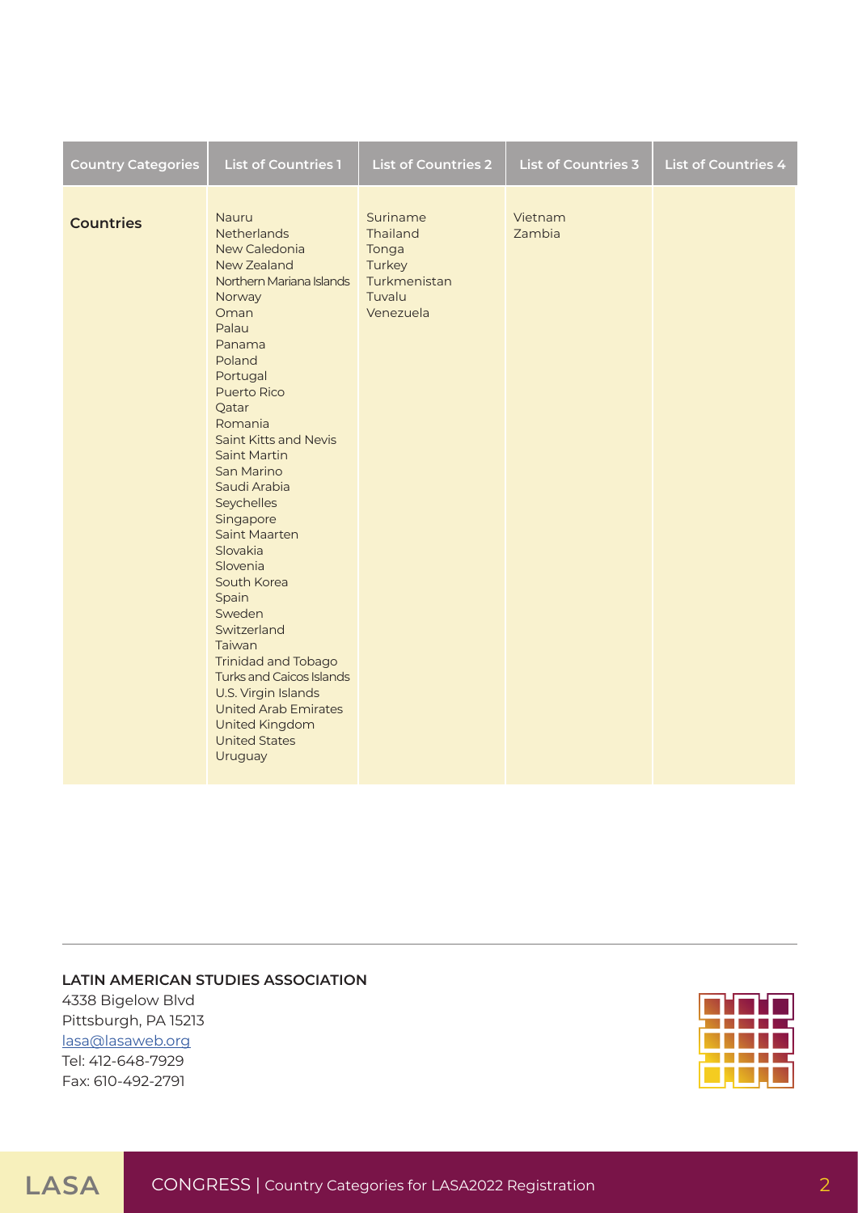| Country Categories | List of Countries 1 | List of Countries 2 | List of Countries 3 | List of Countries 4 |
| --- | --- | --- | --- | --- |
| **Countries** | Nauru<br>Netherlands<br>New Caledonia<br>New Zealand<br>Northern Mariana Islands<br>Norway<br>Oman<br>Palau<br>Panama<br>Poland<br>Portugal<br>Puerto Rico<br>Qatar<br>Romania<br>Saint Kitts and Nevis<br>Saint Martin<br>San Marino<br>Saudi Arabia<br>Seychelles<br>Singapore<br>Saint Maarten<br>Slovakia<br>Slovenia<br>South Korea<br>Spain<br>Sweden<br>Switzerland<br>Taiwan<br>Trinidad and Tobago<br>Turks and Caicos Islands<br>U.S. Virgin Islands<br>United Arab Emirates<br>United Kingdom<br>United States<br>Uruguay | Suriname<br>Thailand<br>Tonga<br>Turkey<br>Turkmenistan<br>Tuvalu<br>Venezuela | Vietnam<br>Zambia | |

**LATIN AMERICAN STUDIES ASSOCIATION**
4338 Bigelow Blvd
Pittsburgh, PA 15213
lasa@lasaweb.org
Tel: 412-648-7929
Fax: 610-492-2791